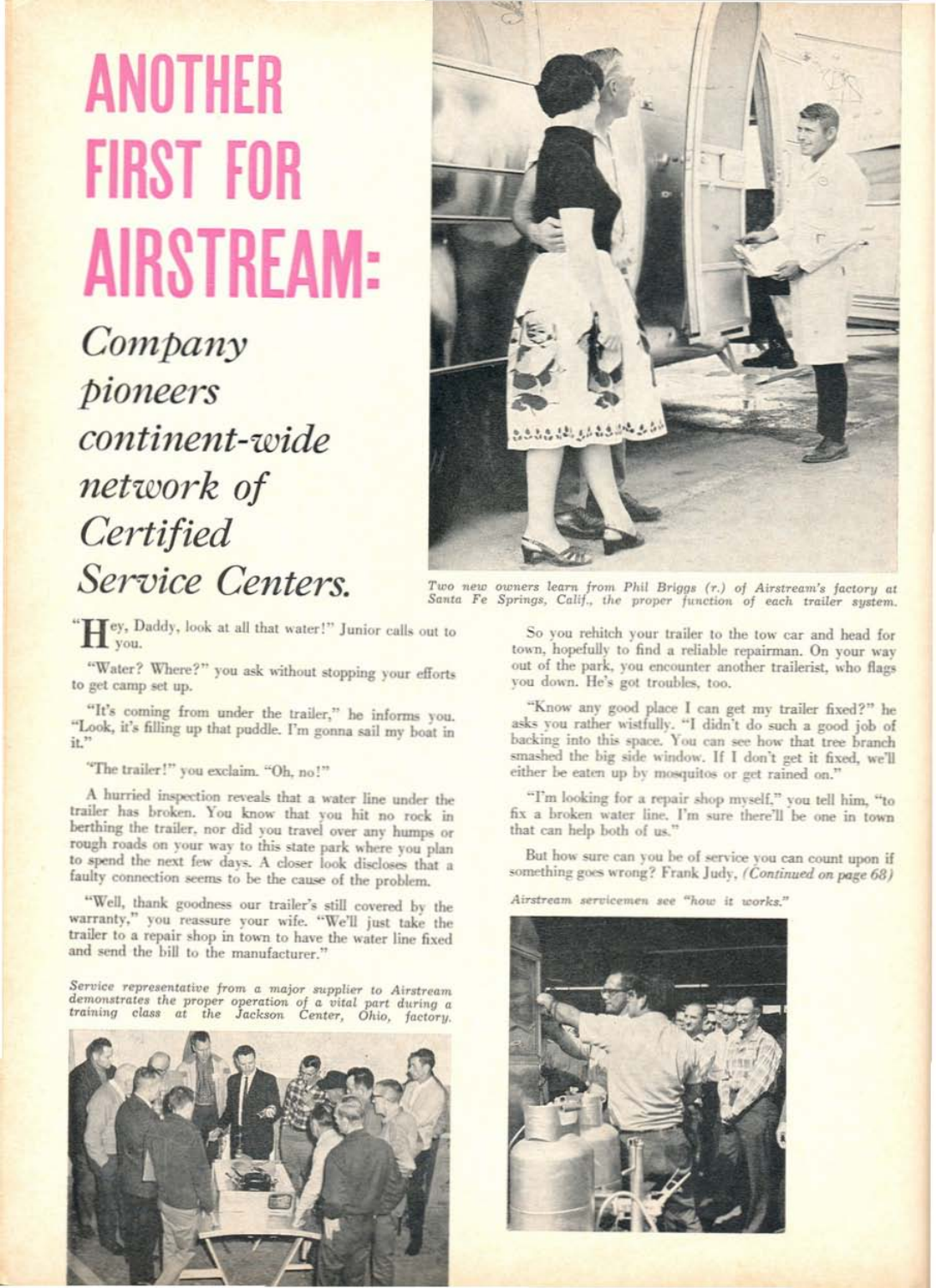# ANOTHER FIRST FOR AIRSTREAM:

## *Company pioneers continent-wide network of Certified Service Centers.*

*Two new owners learn from Phil Briggs (r.) of Airstream's factory at Santa Fe Springs, Calif., the proper function of each trailer system.*

"Hey, Daddy, look at all that water!" Junior calls out to you.

"Water? Where?" you ask without stopping your efforts to get camp set up.

"It's coming from under the trailer," he informs you. "Look, it's filling up that puddle. I'm gonna sail my boat in it."

"The trailer!" you exclaim. "Oh, no!"

A hurried inspection reveals that a water line under the trailer has broken. You know that you hit no rock in berthing the trailer, nor did you travel over any humps or rough roads on your way to this state park where you plan to spend the next few days. A closer look discloses that a faulty connection seems to be the cause of the problem.

"Well, thank goodness our trailer's still covered by the warranty," you reassure your wife. "We'll just take the trailer to a repair shop in town to have the water line fixed and send the bill to the manufacturer."

*Service representative from a major supplier to Airstream demonstrates the proper operation of a vital part during a training class at the Jackson Center, Ohio, factory.*

So you rehitch your trailer to the tow car and head for town, hopefully to find a reliable repairman. On your way out of the park, you encounter another trailerist, who flags you down. He's got troubles, too.

"Know any good place I can get my trailer fixed?" he asks you rather wistfully. "I didn't do such a good job of backing into this space. You can see how that tree branch smashed the big side window. If I don't get it fixed, we'll either be eaten up by mosquitos or get rained on."

"I'm looking for a repair shop myself," you tell him, "to fix a broken water line. I'm sure there'll be one in town that can help both of us."

But how sure can you be of service you can count upon if something goes wrong? Frank Judy, *(Continued on page 68)*

*Airstream servicemen see "how it works."*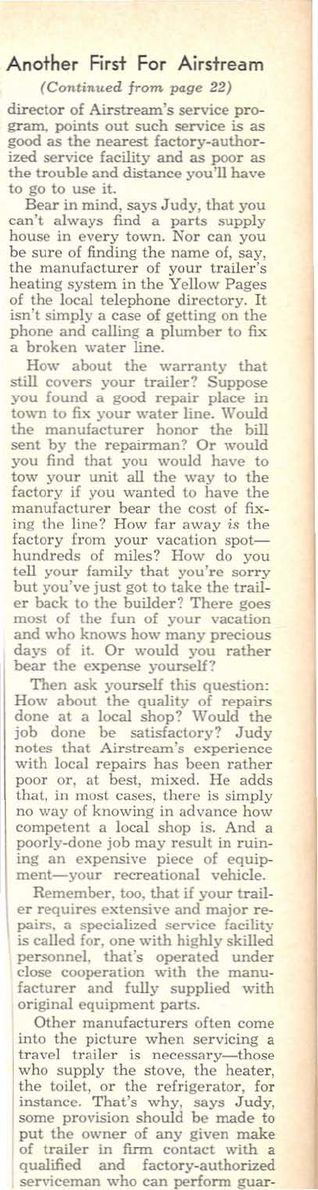## Another First For Airstream

*(Continued from page 22)*

director of Airstream's service program, points out such service is as good as the nearest factory-authorized service facility and as poor as the trouble and distance you'll have to go to use it.

Bear in mind, says Judy, that you can't always find a parts supply house in every town. Nor can you be sure of finding the name of, say, the manufacturer of your trailer's heating system in the Yellow Pages of the local telephone directory. It isn't simply a case of getting on the phone and calling a plumber to fix a broken water line.

How about the warranty that still covers your trailer? Suppose you found a good repair place in town to fix your water line. Would the manufacturer honor the bill sent by the repairman? Or would you find that you would have to tow your unit all the way to the factory if you wanted to have the manufacturer bear the cost of fixing the line? How far away *is* the factory from your vacation spot—hundreds of miles? How do you tell your family that you're sorry but you've just got to take the trailer back to the builder? There goes most of the fun of your vacation and who knows how many precious days of it. Or would you rather bear the expense yourself?

Then ask yourself this question: How about the quality of repairs done at a local shop? Would the job done be satisfactory? Judy notes that Airstream's experience with local repairs has been rather poor or, at best, mixed. He adds that, in most cases, there is simply no way of knowing in advance how competent a local shop is. And a poorly-done job may result in ruining an expensive piece of equipment—your recreational vehicle.

Remember, too, that if your trailer requires extensive and major repairs, a specialized service facility is called for, one with highly skilled personnel, that's operated under close cooperation with the manufacturer and fully supplied with original equipment parts.

Other manufacturers often come into the picture when servicing a travel trailer is necessary—those who supply the stove, the heater, the toilet, or the refrigerator, for instance. That's why, says Judy, some provision should be made to put the owner of any given make of trailer in firm contact with a qualified and factory-authorized serviceman who can perform guar-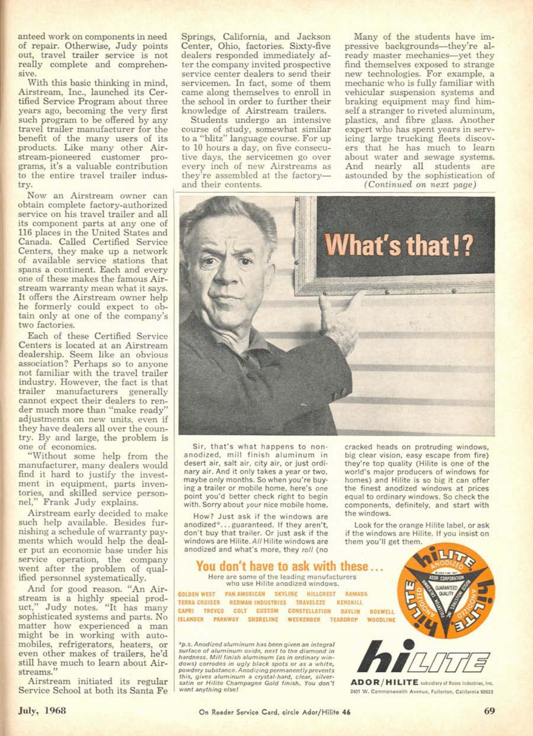anteed work on components in need of repair. Otherwise, Judy points out, travel trailer service is not really complete and comprehensive.

With this basic thinking in mind, Airstream, Inc., launched its Certified Service Program about three years ago, becoming the very first such program to be offered by any travel trailer manufacturer for the benefit of the many users of its products. Like many other Airstream-pioneered customer programs, it's a valuable contribution to the entire travel trailer industry.

Now an Airstream owner can obtain complete factory-authorized service on his travel trailer and all its component parts at any one of 116 places in the United States and Canada. Called Certified Service Centers, they make up a network of available service stations that spans a continent. Each and every one of these makes the famous Airstream warranty mean what it says. It offers the Airstream owner help he formerly could expect to obtain only at one of the company's two factories.

Each of these Certified Service Centers is located at an Airstream dealership. Seem like an obvious association? Perhaps so to anyone not familiar with the travel trailer industry. However, the fact is that trailer manufacturers generally cannot expect their dealers to render much more than "make ready" adjustments on new units, even if they have dealers all over the country. By and large, the problem is one of economics.

"Without some help from the manufacturer, many dealers would find it hard to justify the investment in equipment, parts inventories, and skilled service personnel," Frank Judy explains.

Airstream early decided to make such help available. Besides furnishing a schedule of warranty payments which would help the dealer put an economic base under his service operation, the company went after the problem of qualified personnel systematically.

And for good reason. "An Airstream is a highly special product," Judy notes. "It has many sophisticated systems and parts. No matter how experienced a man might be in working with automobiles, refrigerators, heaters, or even other makes of trailers, he'd still have much to learn about Airstreams."

Airstream initiated its regular Service School at both its Santa Fe Springs, California, and Jackson Center, Ohio, factories. Sixty-five dealers responded immediately after the company invited prospective service center dealers to send their servicemen. In fact, some of them came along themselves to enroll in the school in order to further their knowledge of Airstream trailers.

Students undergo an intensive course of study, somewhat similar to a "blitz" language course. For up to 10 hours a day, on five consecutive days, the servicemen go over every inch of new Airstreams as they're assembled at the factory—and their contents.

Many of the students have impressive backgrounds—they're already master mechanics—yet they find themselves exposed to strange new technologies. For example, a mechanic who is fully familiar with vehicular suspension systems and braking equipment may find himself a stranger to riveted aluminum, plastics, and fibre glass. Another expert who has spent years in servicing large trucking fleets discovers that he has much to learn about water and sewage systems. And nearly all students are astounded by the sophistication of

*(Continued on next page)*

# What's that!?

Sir, that's what happens to non-anodized, mill finish aluminum in desert air, salt air, city air, or just ordinary air. And it only takes a year or two, maybe only months. So when you're buying a trailer or mobile home, here's *one* point you'd better check right to begin with. Sorry about *your* nice mobile home.

How? Just ask if the windows are anodized*... guaranteed. If they aren't, don't buy that trailer. Or just ask if the windows are Hilite. *All* Hilite windows are anodized and what's more, they *roll* (no cracked heads on protruding windows, big clear vision, easy escape from fire) they're top quality (Hilite is one of the world's major producers of windows for homes) and Hilite is so big it can offer the finest anodized windows at prices equal to ordinary windows. So check the components, definitely, and start with the windows.

Look for the orange Hilite label, or ask if the windows are Hilite. If you insist on them you'll get them.

## You don't have to ask with these...

Here are some of the leading manufacturers who use Hilite anodized windows.

GOLDEN WEST PAN AMERICAN SKYLINE HILLCREST RAMADA TERRA CRUISER REDMAN INDUSTRIES TRAVELEZE KENSKILL CAPRI TREVCO COLT CUSTOM CONSTELLATION DAVLIN BOSWELL ISLANDER PARKWAY SHORELINE WEEKENDER TEARDROP WOODLINE

*\*p.s. Anodized aluminum has been given an integral surface of aluminum oxide, next to the diamond in hardness. Mill finish aluminum (as in ordinary windows) corrodes in ugly black spots or as a white, powdery substance. Anodizing permanently prevents this, gives aluminum a crystal-hard, clear, silver-satin or Hilite Champagne Gold finish. You don't want anything else!*

**hilite**

**ADOR/HILITE** subsidiary of Rusco Industries, Inc.
2401 W. Commonwealth Avenue, Fullerton, California 92633

On Reader Service Card, circle Ador/Hilite 46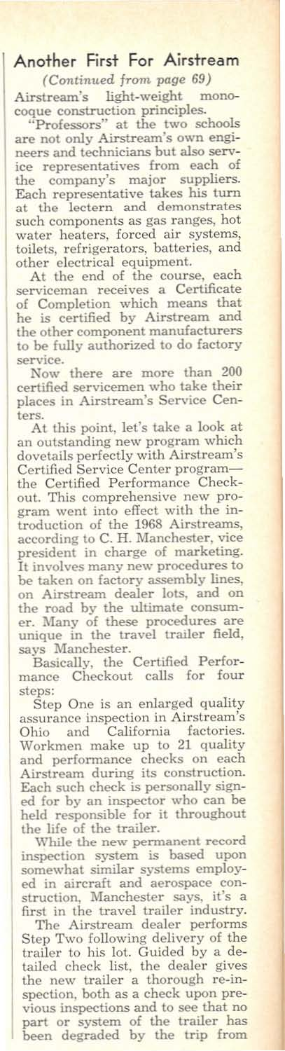## Another First For Airstream

*(Continued from page 69)*

Airstream's light-weight monocoque construction principles.

"Professors" at the two schools are not only Airstream's own engineers and technicians but also service representatives from each of the company's major suppliers. Each representative takes his turn at the lectern and demonstrates such components as gas ranges, hot water heaters, forced air systems, toilets, refrigerators, batteries, and other electrical equipment.

At the end of the course, each serviceman receives a Certificate of Completion which means that he is certified by Airstream and the other component manufacturers to be fully authorized to do factory service.

Now there are more than 200 certified servicemen who take their places in Airstream's Service Centers.

At this point, let's take a look at an outstanding new program which dovetails perfectly with Airstream's Certified Service Center program—the Certified Performance Checkout. This comprehensive new program went into effect with the introduction of the 1968 Airstreams, according to C. H. Manchester, vice president in charge of marketing. It involves many new procedures to be taken on factory assembly lines, on Airstream dealer lots, and on the road by the ultimate consumer. Many of these procedures are unique in the travel trailer field, says Manchester.

Basically, the Certified Performance Checkout calls for four steps:

Step One is an enlarged quality assurance inspection in Airstream's Ohio and California factories. Workmen make up to 21 quality and performance checks on each Airstream during its construction. Each such check is personally signed for by an inspector who can be held responsible for it throughout the life of the trailer.

While the new permanent record inspection system is based upon somewhat similar systems employed in aircraft and aerospace construction, Manchester says, it's a first in the travel trailer industry.

The Airstream dealer performs Step Two following delivery of the trailer to his lot. Guided by a detailed check list, the dealer gives the new trailer a thorough re-inspection, both as a check upon previous inspections and to see that no part or system of the trailer has been degraded by the trip from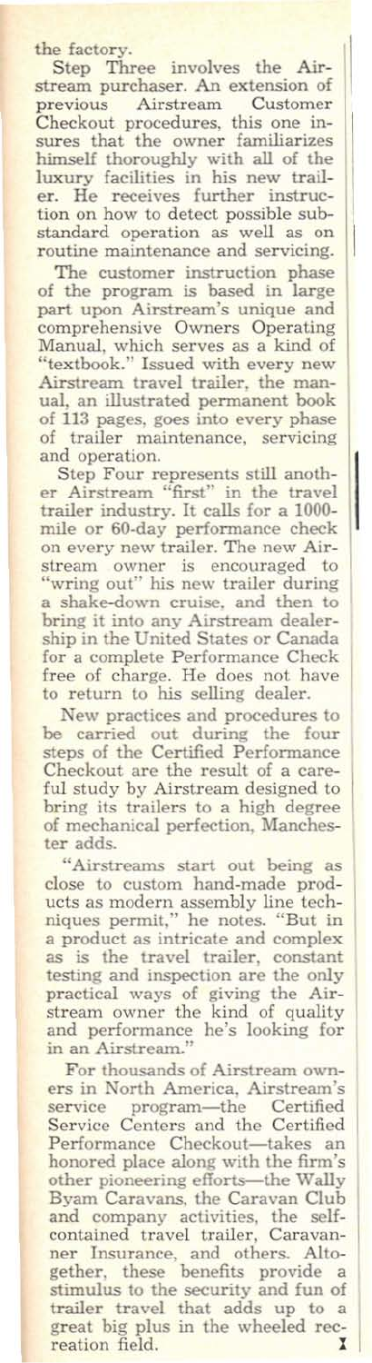the factory.

Step Three involves the Airstream purchaser. An extension of previous Airstream Customer Checkout procedures, this one insures that the owner familiarizes himself thoroughly with all of the luxury facilities in his new trailer. He receives further instruction on how to detect possible substandard operation as well as on routine maintenance and servicing.

The customer instruction phase of the program is based in large part upon Airstream's unique and comprehensive Owners Operating Manual, which serves as a kind of "textbook." Issued with every new Airstream travel trailer, the manual, an illustrated permanent book of 113 pages, goes into every phase of trailer maintenance, servicing and operation.

Step Four represents still another Airstream "first" in the travel trailer industry. It calls for a 1000-mile or 60-day performance check on every new trailer. The new Airstream owner is encouraged to "wring out" his new trailer during a shake-down cruise, and then to bring it into any Airstream dealership in the United States or Canada for a complete Performance Check free of charge. He does not have to return to his selling dealer.

New practices and procedures to be carried out during the four steps of the Certified Performance Checkout are the result of a careful study by Airstream designed to bring its trailers to a high degree of mechanical perfection, Manchester adds.

"Airstreams start out being as close to custom hand-made products as modern assembly line techniques permit," he notes. "But in a product as intricate and complex as is the travel trailer, constant testing and inspection are the only practical ways of giving the Airstream owner the kind of quality and performance he's looking for in an Airstream."

For thousands of Airstream owners in North America, Airstream's service program—the Certified Service Centers and the Certified Performance Checkout—takes an honored place along with the firm's other pioneering efforts—the Wally Byam Caravans, the Caravan Club and company activities, the self-contained travel trailer, Caravanner Insurance, and others. Altogether, these benefits provide a stimulus to the security and fun of trailer travel that adds up to a great big plus in the wheeled recreation field.